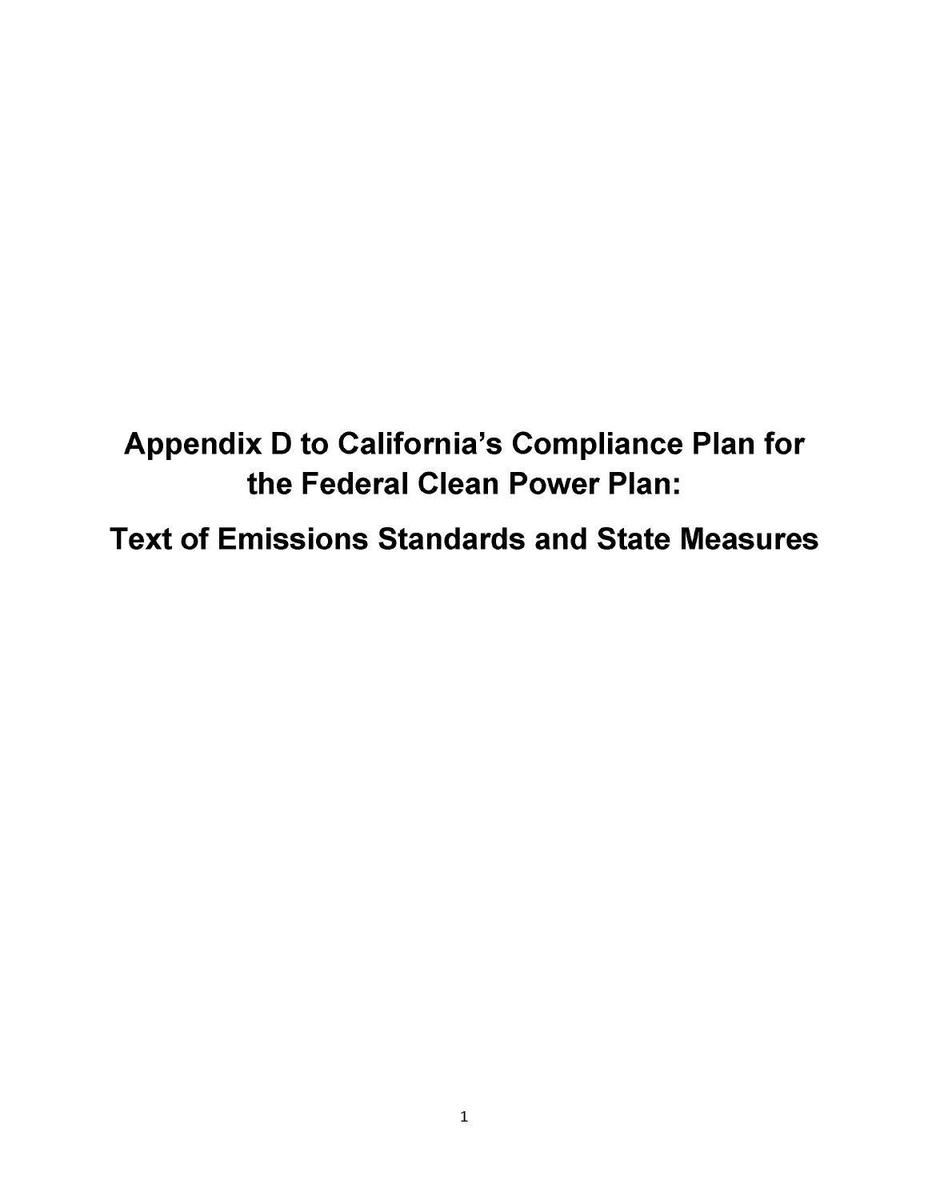# Appendix D to California's Compliance Plan for the Federal Clean Power Plan:

# Text of Emissions Standards and State Measures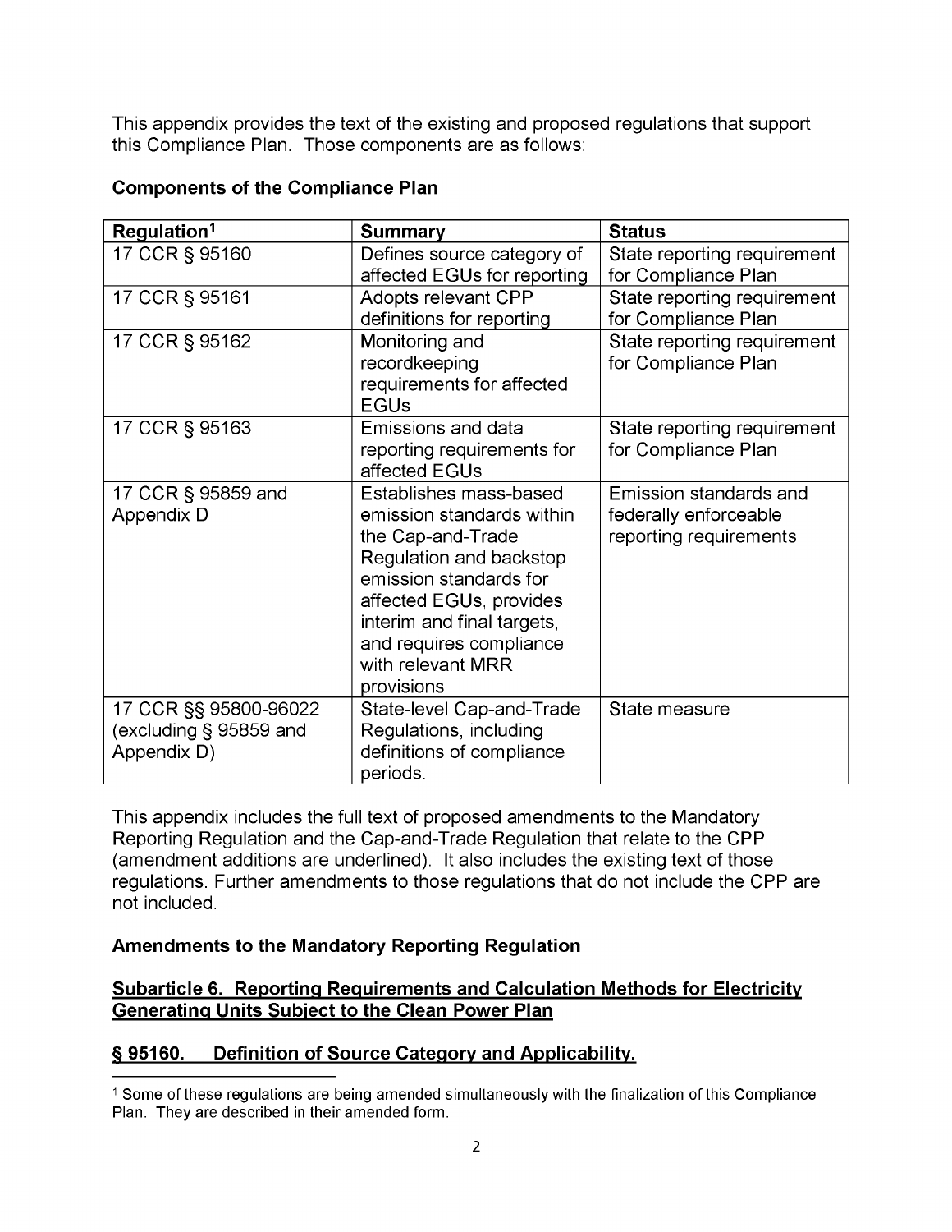This appendix provides the text of the existing and proposed regulations that support this Compliance Plan. Those components are as follows:

**Components of the Compliance Plan**

| Regulation[1] | Summary | Status |
|---|---|---|
| 17 CCR § 95160 | Defines source category of affected EGUs for reporting | State reporting requirement for Compliance Plan |
| 17 CCR § 95161 | Adopts relevant CPP definitions for reporting | State reporting requirement for Compliance Plan |
| 17 CCR § 95162 | Monitoring and recordkeeping requirements for affected EGUs | State reporting requirement for Compliance Plan |
| 17 CCR § 95163 | Emissions and data reporting requirements for affected EGUs | State reporting requirement for Compliance Plan |
| 17 CCR § 95859 and Appendix D | Establishes mass-based emission standards within the Cap-and-Trade Regulation and backstop emission standards for affected EGUs, provides interim and final targets, and requires compliance with relevant MRR provisions | Emission standards and federally enforceable reporting requirements |
| 17 CCR §§ 95800-96022 (excluding § 95859 and Appendix D) | State-level Cap-and-Trade Regulations, including definitions of compliance periods. | State measure |

This appendix includes the full text of proposed amendments to the Mandatory Reporting Regulation and the Cap-and-Trade Regulation that relate to the CPP (amendment additions are underlined). It also includes the existing text of those regulations. Further amendments to those regulations that do not include the CPP are not included.

**Amendments to the Mandatory Reporting Regulation**

**<u>Subarticle 6. Reporting Requirements and Calculation Methods for Electricity Generating Units Subject to the Clean Power Plan</u>**

**<u>§ 95160. Definition of Source Category and Applicability.</u>**

[1] Some of these regulations are being amended simultaneously with the finalization of this Compliance Plan. They are described in their amended form.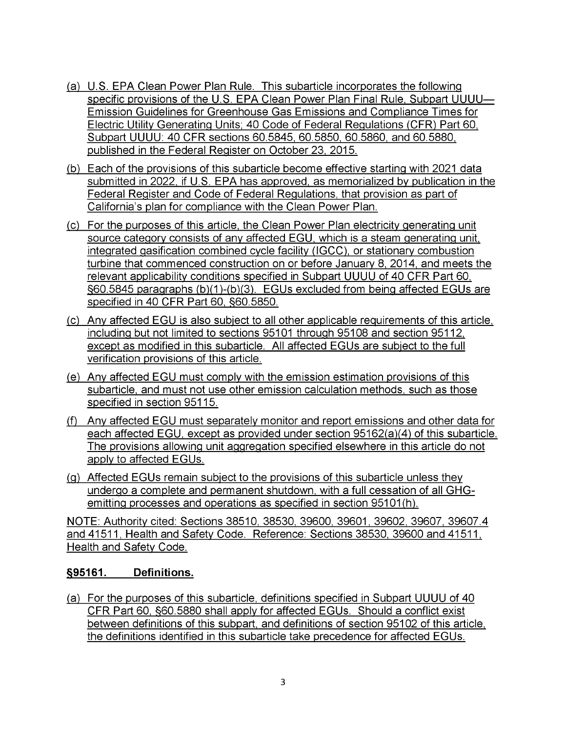(a) U.S. EPA Clean Power Plan Rule. This subarticle incorporates the following specific provisions of the U.S. EPA Clean Power Plan Final Rule, Subpart UUUU—Emission Guidelines for Greenhouse Gas Emissions and Compliance Times for Electric Utility Generating Units; 40 Code of Federal Regulations (CFR) Part 60, Subpart UUUU: 40 CFR sections 60.5845, 60.5850, 60.5860, and 60.5880, published in the Federal Register on October 23, 2015.

(b) Each of the provisions of this subarticle become effective starting with 2021 data submitted in 2022, if U.S. EPA has approved, as memorialized by publication in the Federal Register and Code of Federal Regulations, that provision as part of California's plan for compliance with the Clean Power Plan.

(c) For the purposes of this article, the Clean Power Plan electricity generating unit source category consists of any affected EGU, which is a steam generating unit, integrated gasification combined cycle facility (IGCC), or stationary combustion turbine that commenced construction on or before January 8, 2014, and meets the relevant applicability conditions specified in Subpart UUUU of 40 CFR Part 60, §60.5845 paragraphs (b)(1)-(b)(3). EGUs excluded from being affected EGUs are specified in 40 CFR Part 60, §60.5850.

(c) Any affected EGU is also subject to all other applicable requirements of this article, including but not limited to sections 95101 through 95108 and section 95112, except as modified in this subarticle. All affected EGUs are subject to the full verification provisions of this article.

(e) Any affected EGU must comply with the emission estimation provisions of this subarticle, and must not use other emission calculation methods, such as those specified in section 95115.

(f) Any affected EGU must separately monitor and report emissions and other data for each affected EGU, except as provided under section 95162(a)(4) of this subarticle. The provisions allowing unit aggregation specified elsewhere in this article do not apply to affected EGUs.

(g) Affected EGUs remain subject to the provisions of this subarticle unless they undergo a complete and permanent shutdown, with a full cessation of all GHG-emitting processes and operations as specified in section 95101(h).

NOTE: Authority cited: Sections 38510, 38530, 39600, 39601, 39602, 39607, 39607.4 and 41511, Health and Safety Code. Reference: Sections 38530, 39600 and 41511, Health and Safety Code.

## §95161. Definitions.

(a) For the purposes of this subarticle, definitions specified in Subpart UUUU of 40 CFR Part 60, §60.5880 shall apply for affected EGUs. Should a conflict exist between definitions of this subpart, and definitions of section 95102 of this article, the definitions identified in this subarticle take precedence for affected EGUs.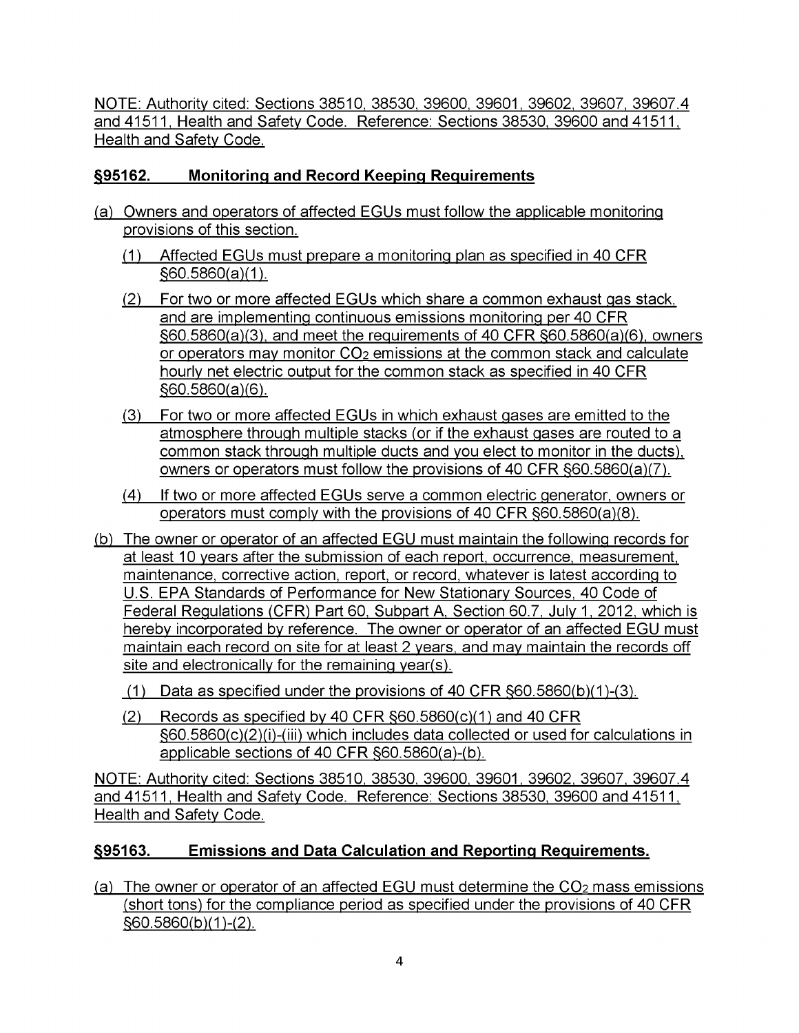NOTE: Authority cited: Sections 38510, 38530, 39600, 39601, 39602, 39607, 39607.4 and 41511, Health and Safety Code. Reference: Sections 38530, 39600 and 41511, Health and Safety Code.

## §95162. Monitoring and Record Keeping Requirements

(a) Owners and operators of affected EGUs must follow the applicable monitoring provisions of this section.

  (1) Affected EGUs must prepare a monitoring plan as specified in 40 CFR §60.5860(a)(1).

  (2) For two or more affected EGUs which share a common exhaust gas stack, and are implementing continuous emissions monitoring per 40 CFR §60.5860(a)(3), and meet the requirements of 40 CFR §60.5860(a)(6), owners or operators may monitor $CO_2$ emissions at the common stack and calculate hourly net electric output for the common stack as specified in 40 CFR §60.5860(a)(6).

  (3) For two or more affected EGUs in which exhaust gases are emitted to the atmosphere through multiple stacks (or if the exhaust gases are routed to a common stack through multiple ducts and you elect to monitor in the ducts), owners or operators must follow the provisions of 40 CFR §60.5860(a)(7).

  (4) If two or more affected EGUs serve a common electric generator, owners or operators must comply with the provisions of 40 CFR §60.5860(a)(8).

(b) The owner or operator of an affected EGU must maintain the following records for at least 10 years after the submission of each report, occurrence, measurement, maintenance, corrective action, report, or record, whatever is latest according to U.S. EPA Standards of Performance for New Stationary Sources, 40 Code of Federal Regulations (CFR) Part 60, Subpart A, Section 60.7, July 1, 2012, which is hereby incorporated by reference. The owner or operator of an affected EGU must maintain each record on site for at least 2 years, and may maintain the records off site and electronically for the remaining year(s).

  (1) Data as specified under the provisions of 40 CFR §60.5860(b)(1)-(3).

  (2) Records as specified by 40 CFR §60.5860(c)(1) and 40 CFR §60.5860(c)(2)(i)-(iii) which includes data collected or used for calculations in applicable sections of 40 CFR §60.5860(a)-(b).

NOTE: Authority cited: Sections 38510, 38530, 39600, 39601, 39602, 39607, 39607.4 and 41511, Health and Safety Code. Reference: Sections 38530, 39600 and 41511, Health and Safety Code.

## §95163. Emissions and Data Calculation and Reporting Requirements.

(a) The owner or operator of an affected EGU must determine the $CO_2$ mass emissions (short tons) for the compliance period as specified under the provisions of 40 CFR §60.5860(b)(1)-(2).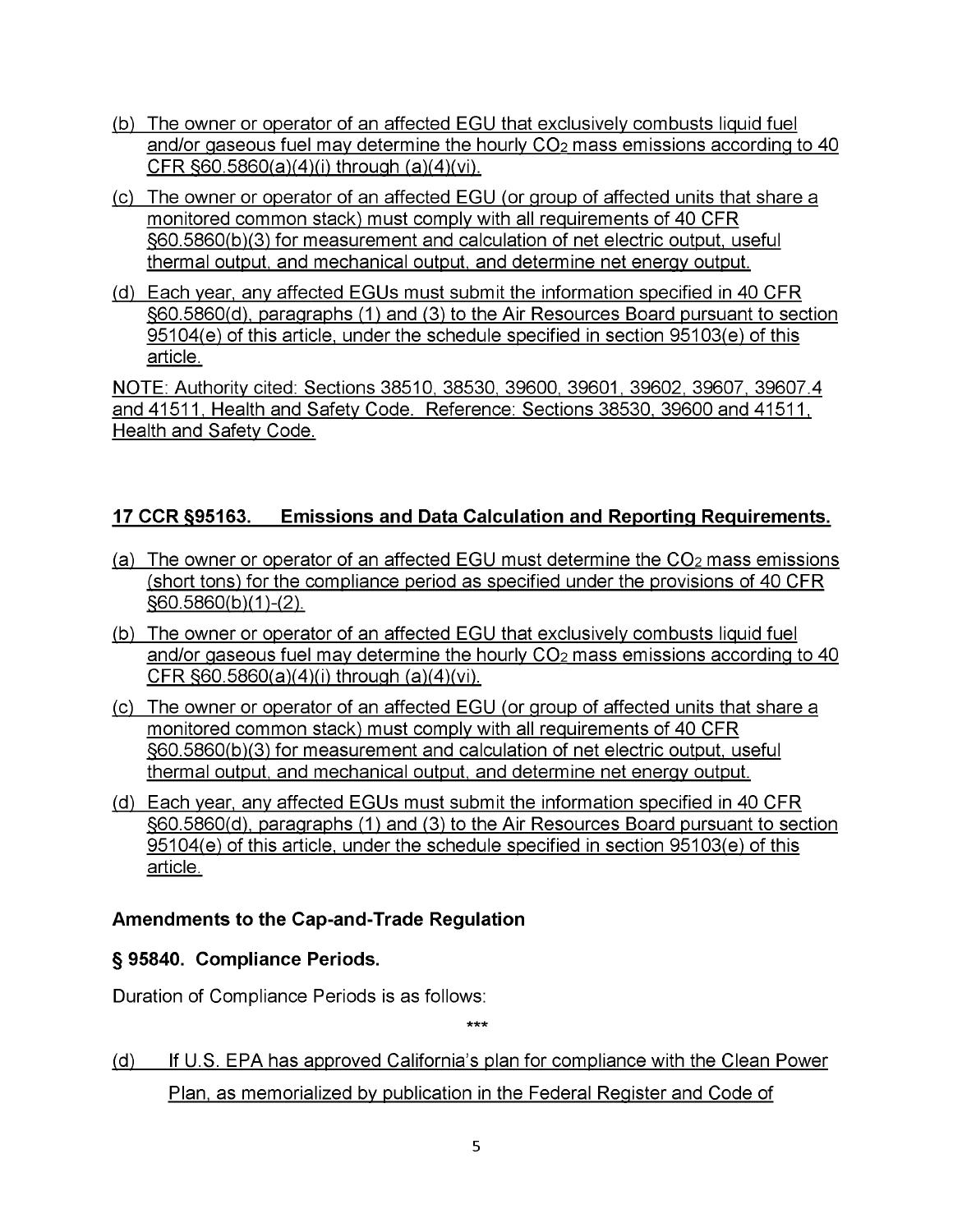(b) The owner or operator of an affected EGU that exclusively combusts liquid fuel and/or gaseous fuel may determine the hourly $CO_2$ mass emissions according to 40 CFR §60.5860(a)(4)(i) through (a)(4)(vi).

(c) The owner or operator of an affected EGU (or group of affected units that share a monitored common stack) must comply with all requirements of 40 CFR §60.5860(b)(3) for measurement and calculation of net electric output, useful thermal output, and mechanical output, and determine net energy output.

(d) Each year, any affected EGUs must submit the information specified in 40 CFR §60.5860(d), paragraphs (1) and (3) to the Air Resources Board pursuant to section 95104(e) of this article, under the schedule specified in section 95103(e) of this article.

NOTE: Authority cited: Sections 38510, 38530, 39600, 39601, 39602, 39607, 39607.4 and 41511, Health and Safety Code. Reference: Sections 38530, 39600 and 41511, Health and Safety Code.

## 17 CCR §95163. Emissions and Data Calculation and Reporting Requirements.

(a) The owner or operator of an affected EGU must determine the $CO_2$ mass emissions (short tons) for the compliance period as specified under the provisions of 40 CFR §60.5860(b)(1)-(2).

(b) The owner or operator of an affected EGU that exclusively combusts liquid fuel and/or gaseous fuel may determine the hourly $CO_2$ mass emissions according to 40 CFR §60.5860(a)(4)(i) through (a)(4)(vi).

(c) The owner or operator of an affected EGU (or group of affected units that share a monitored common stack) must comply with all requirements of 40 CFR §60.5860(b)(3) for measurement and calculation of net electric output, useful thermal output, and mechanical output, and determine net energy output.

(d) Each year, any affected EGUs must submit the information specified in 40 CFR §60.5860(d), paragraphs (1) and (3) to the Air Resources Board pursuant to section 95104(e) of this article, under the schedule specified in section 95103(e) of this article.

## Amendments to the Cap-and-Trade Regulation

### § 95840. Compliance Periods.

Duration of Compliance Periods is as follows:

***

(d) If U.S. EPA has approved California's plan for compliance with the Clean Power Plan, as memorialized by publication in the Federal Register and Code of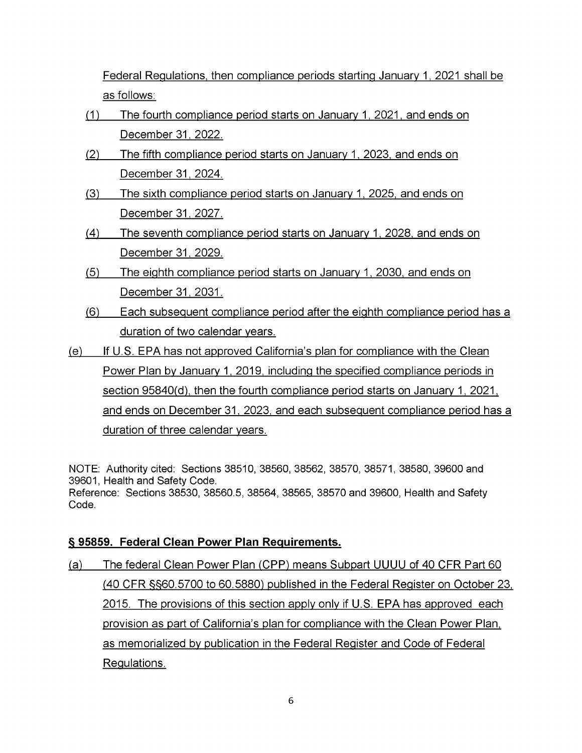Federal Regulations, then compliance periods starting January 1, 2021 shall be as follows:

(1) The fourth compliance period starts on January 1, 2021, and ends on December 31, 2022.

(2) The fifth compliance period starts on January 1, 2023, and ends on December 31, 2024.

(3) The sixth compliance period starts on January 1, 2025, and ends on December 31, 2027.

(4) The seventh compliance period starts on January 1, 2028, and ends on December 31, 2029.

(5) The eighth compliance period starts on January 1, 2030, and ends on December 31, 2031.

(6) Each subsequent compliance period after the eighth compliance period has a duration of two calendar years.

(e) If U.S. EPA has not approved California's plan for compliance with the Clean Power Plan by January 1, 2019, including the specified compliance periods in section 95840(d), then the fourth compliance period starts on January 1, 2021, and ends on December 31, 2023, and each subsequent compliance period has a duration of three calendar years.

NOTE: Authority cited: Sections 38510, 38560, 38562, 38570, 38571, 38580, 39600 and 39601, Health and Safety Code.
Reference: Sections 38530, 38560.5, 38564, 38565, 38570 and 39600, Health and Safety Code.

**§ 95859. Federal Clean Power Plan Requirements.**

(a) The federal Clean Power Plan (CPP) means Subpart UUUU of 40 CFR Part 60 (40 CFR §§60.5700 to 60.5880) published in the Federal Register on October 23, 2015. The provisions of this section apply only if U.S. EPA has approved each provision as part of California's plan for compliance with the Clean Power Plan, as memorialized by publication in the Federal Register and Code of Federal Regulations.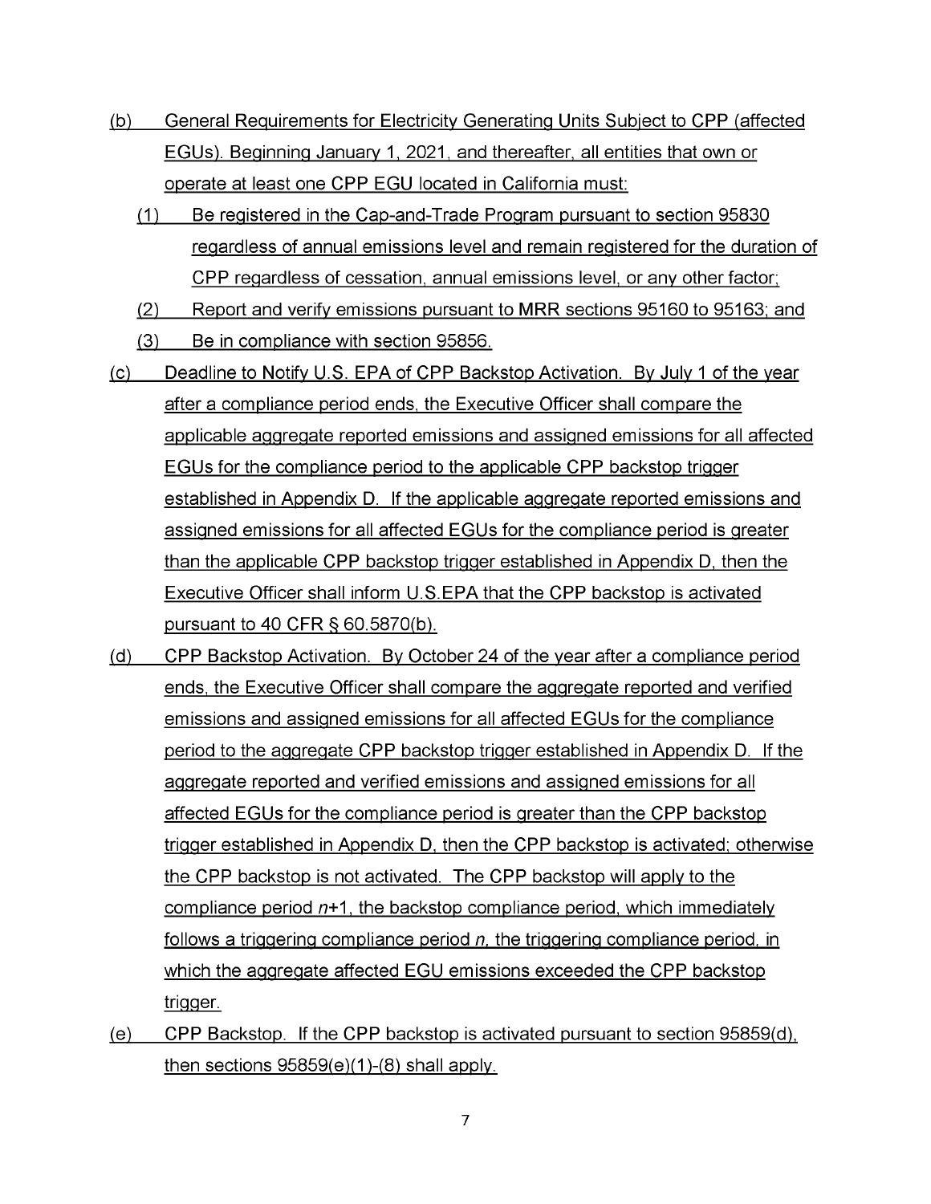(b) General Requirements for Electricity Generating Units Subject to CPP (affected EGUs). Beginning January 1, 2021, and thereafter, all entities that own or operate at least one CPP EGU located in California must:

(1) Be registered in the Cap-and-Trade Program pursuant to section 95830 regardless of annual emissions level and remain registered for the duration of CPP regardless of cessation, annual emissions level, or any other factor;

(2) Report and verify emissions pursuant to MRR sections 95160 to 95163; and

(3) Be in compliance with section 95856.

(c) Deadline to Notify U.S. EPA of CPP Backstop Activation. By July 1 of the year after a compliance period ends, the Executive Officer shall compare the applicable aggregate reported emissions and assigned emissions for all affected EGUs for the compliance period to the applicable CPP backstop trigger established in Appendix D. If the applicable aggregate reported emissions and assigned emissions for all affected EGUs for the compliance period is greater than the applicable CPP backstop trigger established in Appendix D, then the Executive Officer shall inform U.S.EPA that the CPP backstop is activated pursuant to 40 CFR § 60.5870(b).

(d) CPP Backstop Activation. By October 24 of the year after a compliance period ends, the Executive Officer shall compare the aggregate reported and verified emissions and assigned emissions for all affected EGUs for the compliance period to the aggregate CPP backstop trigger established in Appendix D. If the aggregate reported and verified emissions and assigned emissions for all affected EGUs for the compliance period is greater than the CPP backstop trigger established in Appendix D, then the CPP backstop is activated; otherwise the CPP backstop is not activated. The CPP backstop will apply to the compliance period *n*+1, the backstop compliance period, which immediately follows a triggering compliance period *n*, the triggering compliance period, in which the aggregate affected EGU emissions exceeded the CPP backstop trigger.

(e) CPP Backstop. If the CPP backstop is activated pursuant to section 95859(d), then sections 95859(e)(1)-(8) shall apply.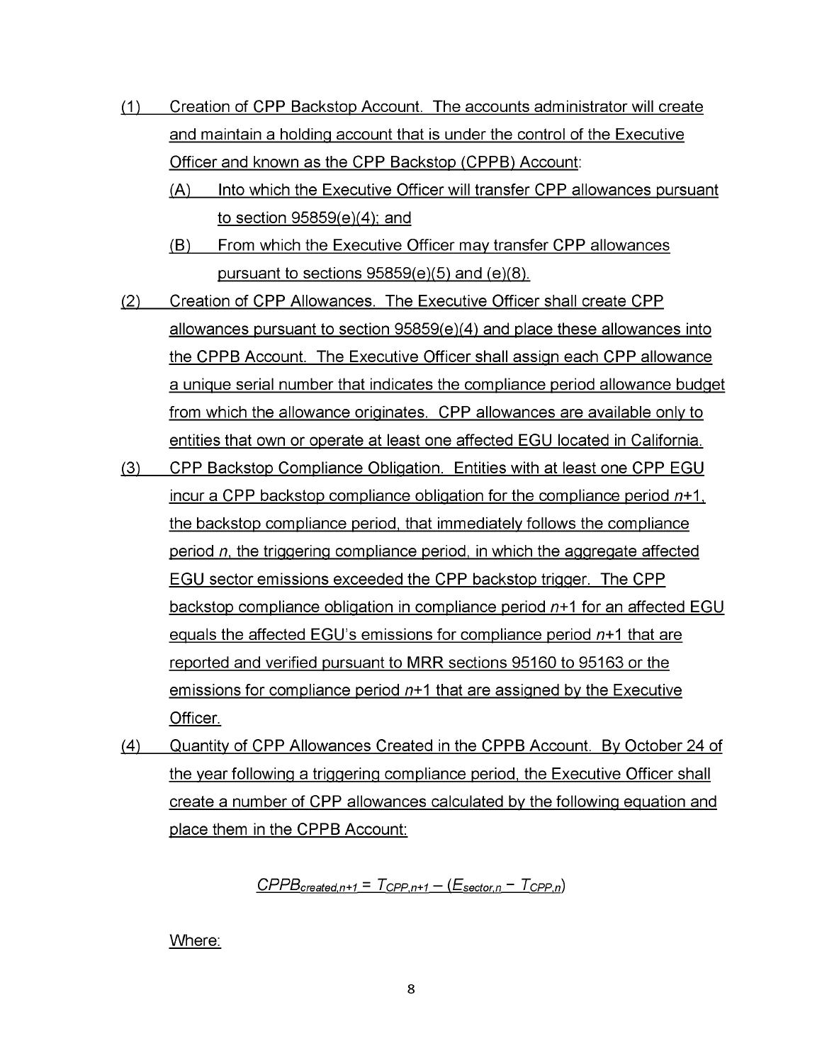(1) Creation of CPP Backstop Account. The accounts administrator will create and maintain a holding account that is under the control of the Executive Officer and known as the CPP Backstop (CPPB) Account:

   (A) Into which the Executive Officer will transfer CPP allowances pursuant to section 95859(e)(4); and

   (B) From which the Executive Officer may transfer CPP allowances pursuant to sections 95859(e)(5) and (e)(8).

(2) Creation of CPP Allowances. The Executive Officer shall create CPP allowances pursuant to section 95859(e)(4) and place these allowances into the CPPB Account. The Executive Officer shall assign each CPP allowance a unique serial number that indicates the compliance period allowance budget from which the allowance originates. CPP allowances are available only to entities that own or operate at least one affected EGU located in California.

(3) CPP Backstop Compliance Obligation. Entities with at least one CPP EGU incur a CPP backstop compliance obligation for the compliance period $n$+1, the backstop compliance period, that immediately follows the compliance period $n$, the triggering compliance period, in which the aggregate affected EGU sector emissions exceeded the CPP backstop trigger. The CPP backstop compliance obligation in compliance period $n$+1 for an affected EGU equals the affected EGU's emissions for compliance period $n$+1 that are reported and verified pursuant to MRR sections 95160 to 95163 or the emissions for compliance period $n$+1 that are assigned by the Executive Officer.

(4) Quantity of CPP Allowances Created in the CPPB Account. By October 24 of the year following a triggering compliance period, the Executive Officer shall create a number of CPP allowances calculated by the following equation and place them in the CPPB Account:

$$CPPB_{created,n+1} = T_{CPP,n+1} - (E_{sector,n} - T_{CPP,n})$$

Where: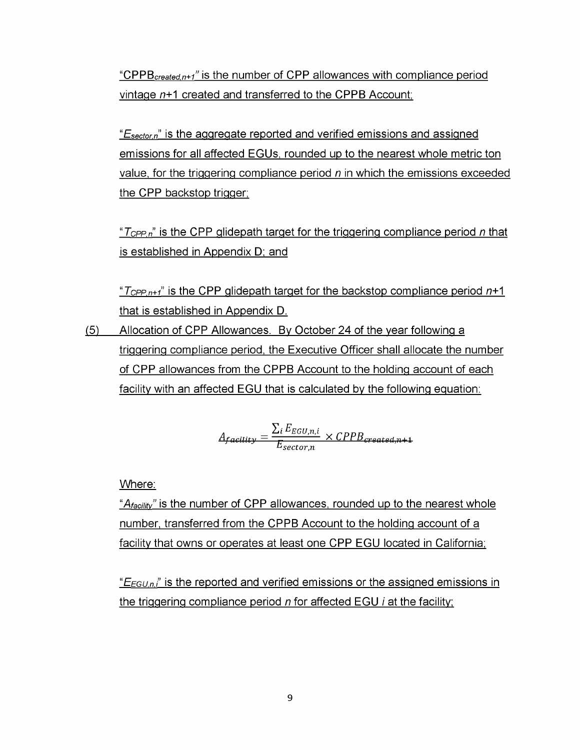"$CPPB_{created,n+1}$" is the number of CPP allowances with compliance period vintage $n$+1 created and transferred to the CPPB Account;

"$E_{sector,n}$" is the aggregate reported and verified emissions and assigned emissions for all affected EGUs, rounded up to the nearest whole metric ton value, for the triggering compliance period $n$ in which the emissions exceeded the CPP backstop trigger;

"$T_{CPP,n}$" is the CPP glidepath target for the triggering compliance period $n$ that is established in Appendix D; and

"$T_{CPP,n+1}$" is the CPP glidepath target for the backstop compliance period $n$+1 that is established in Appendix D.

(5) Allocation of CPP Allowances. By October 24 of the year following a triggering compliance period, the Executive Officer shall allocate the number of CPP allowances from the CPPB Account to the holding account of each facility with an affected EGU that is calculated by the following equation:

$$A_{facility} = \frac{\sum_i E_{EGU,n,i}}{E_{sector,n}} \times CPPB_{created,n+1}$$

Where:

"$A_{facility}$" is the number of CPP allowances, rounded up to the nearest whole number, transferred from the CPPB Account to the holding account of a facility that owns or operates at least one CPP EGU located in California;

"$E_{EGU,n,i}$" is the reported and verified emissions or the assigned emissions in the triggering compliance period $n$ for affected EGU $i$ at the facility;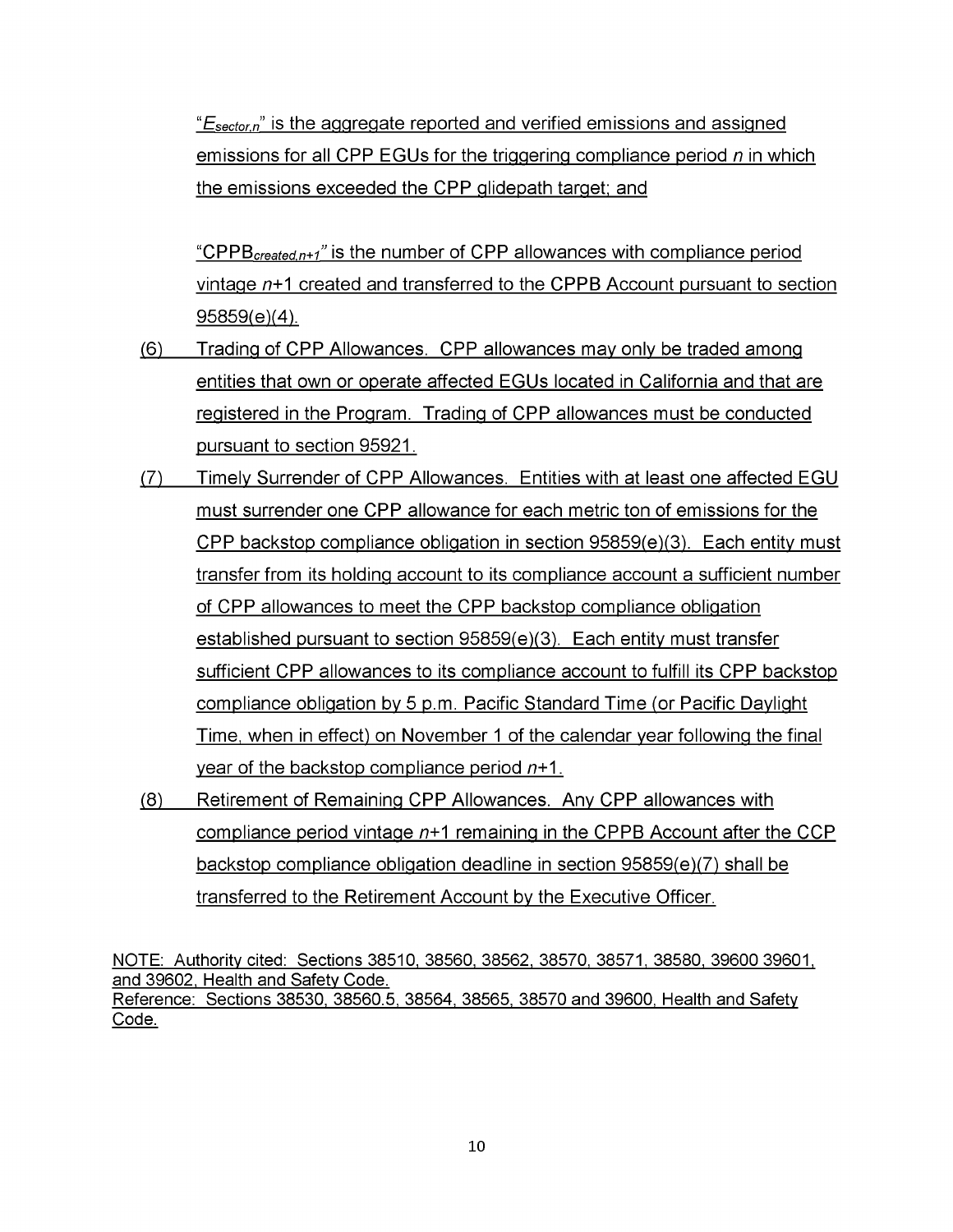"$E_{sector,n}$" is the aggregate reported and verified emissions and assigned emissions for all CPP EGUs for the triggering compliance period *n* in which the emissions exceeded the CPP glidepath target; and

"$CPPB_{created,n+1}$" is the number of CPP allowances with compliance period vintage *n*+1 created and transferred to the CPPB Account pursuant to section 95859(e)(4).

(6) Trading of CPP Allowances. CPP allowances may only be traded among entities that own or operate affected EGUs located in California and that are registered in the Program. Trading of CPP allowances must be conducted pursuant to section 95921.

(7) Timely Surrender of CPP Allowances. Entities with at least one affected EGU must surrender one CPP allowance for each metric ton of emissions for the CPP backstop compliance obligation in section 95859(e)(3). Each entity must transfer from its holding account to its compliance account a sufficient number of CPP allowances to meet the CPP backstop compliance obligation established pursuant to section 95859(e)(3). Each entity must transfer sufficient CPP allowances to its compliance account to fulfill its CPP backstop compliance obligation by 5 p.m. Pacific Standard Time (or Pacific Daylight Time, when in effect) on November 1 of the calendar year following the final year of the backstop compliance period *n*+1.

(8) Retirement of Remaining CPP Allowances. Any CPP allowances with compliance period vintage *n*+1 remaining in the CPPB Account after the CCP backstop compliance obligation deadline in section 95859(e)(7) shall be transferred to the Retirement Account by the Executive Officer.

NOTE: Authority cited: Sections 38510, 38560, 38562, 38570, 38571, 38580, 39600 39601, and 39602, Health and Safety Code.
Reference: Sections 38530, 38560.5, 38564, 38565, 38570 and 39600, Health and Safety Code.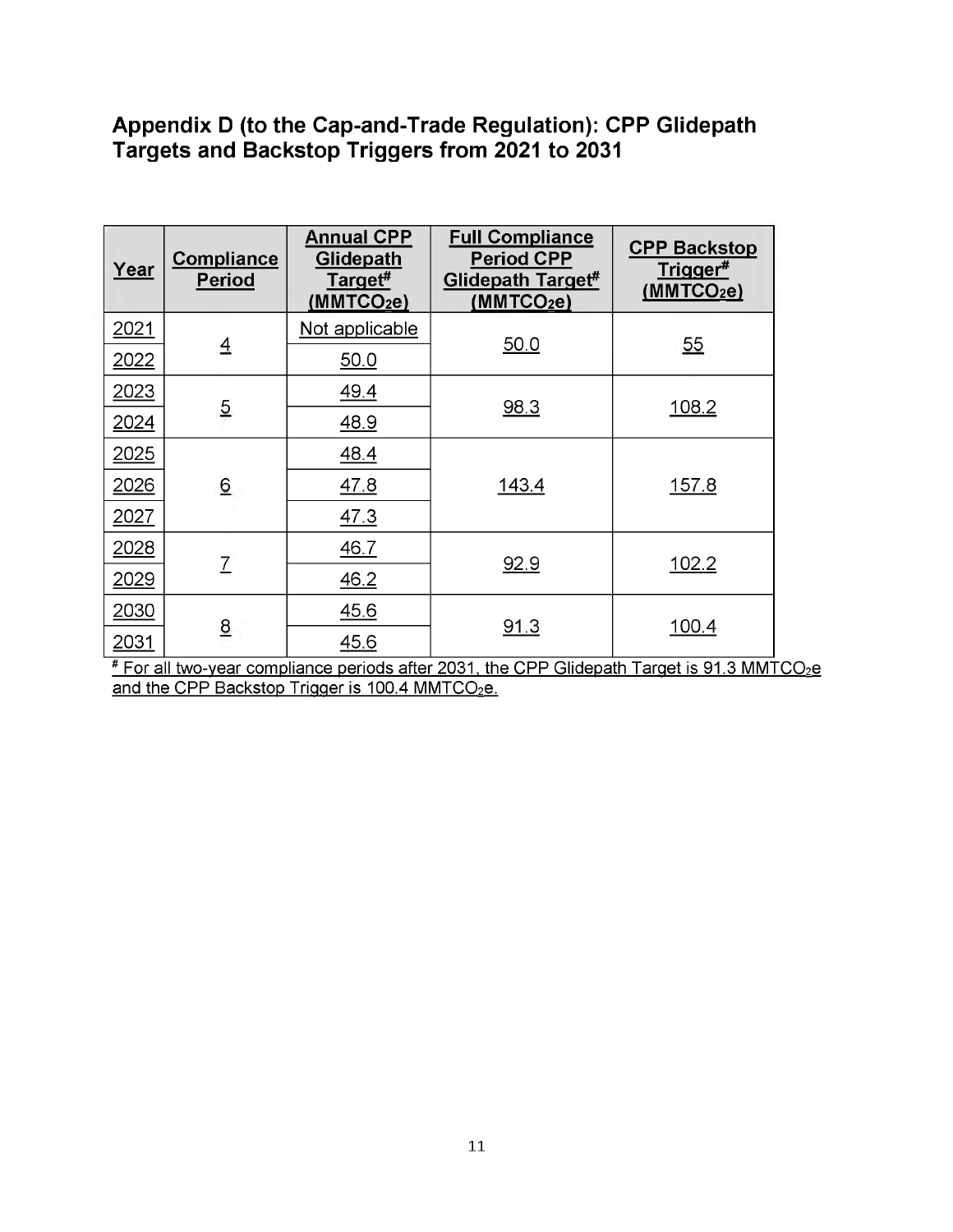## Appendix D (to the Cap-and-Trade Regulation): CPP Glidepath Targets and Backstop Triggers from 2021 to 2031

| Year | Compliance Period | Annual CPP Glidepath Target# ($MMTCO_2e$) | Full Compliance Period CPP Glidepath Target# ($MMTCO_2e$) | CPP Backstop Trigger# ($MMTCO_2e$) |
|---|---|---|---|---|
| 2021 | 4 | Not applicable | 50.0 | 55 |
| 2022 | | 50.0 | | |
| 2023 | 5 | 49.4 | 98.3 | 108.2 |
| 2024 | | 48.9 | | |
| 2025 | 6 | 48.4 | 143.4 | 157.8 |
| 2026 | | 47.8 | | |
| 2027 | | 47.3 | | |
| 2028 | 7 | 46.7 | 92.9 | 102.2 |
| 2029 | | 46.2 | | |
| 2030 | 8 | 45.6 | 91.3 | 100.4 |
| 2031 | | 45.6 | | |

# For all two-year compliance periods after 2031, the CPP Glidepath Target is 91.3 $MMTCO_2e$ and the CPP Backstop Trigger is 100.4 $MMTCO_2e$.